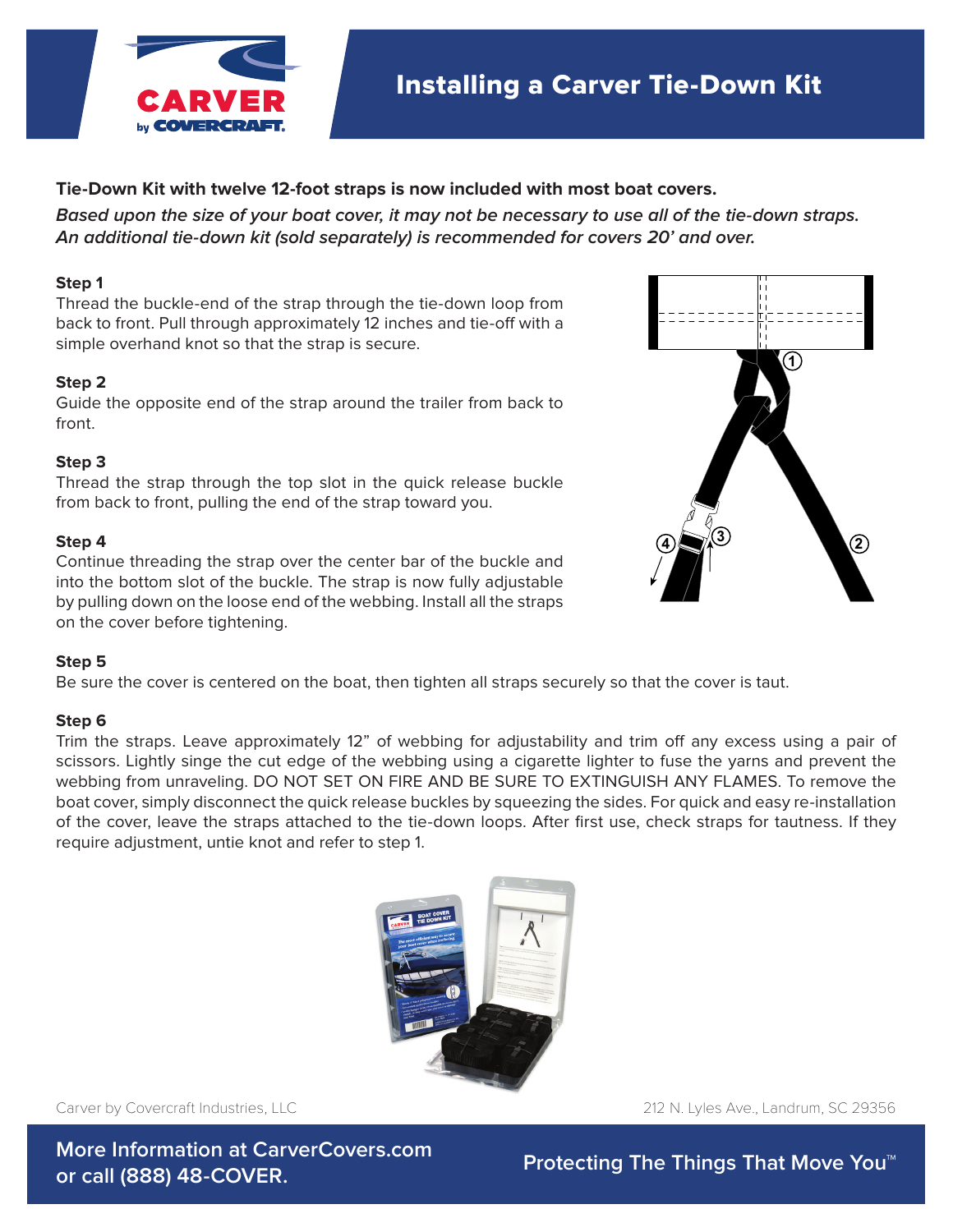# Installing a Carver Tie-Down Kit

**Tie-Down Kit with twelve 12-foot straps is now included with most boat covers.**

***Based upon the size of your boat cover, it may not be necessary to use all of the tie-down straps. An additional tie-down kit (sold separately) is recommended for covers 20' and over.***

**Step 1**

Thread the buckle-end of the strap through the tie-down loop from back to front. Pull through approximately 12 inches and tie-off with a simple overhand knot so that the strap is secure.

**Step 2**

Guide the opposite end of the strap around the trailer from back to front.

**Step 3**

Thread the strap through the top slot in the quick release buckle from back to front, pulling the end of the strap toward you.

**Step 4**

Continue threading the strap over the center bar of the buckle and into the bottom slot of the buckle. The strap is now fully adjustable by pulling down on the loose end of the webbing. Install all the straps on the cover before tightening.

**Step 5**

Be sure the cover is centered on the boat, then tighten all straps securely so that the cover is taut.

**Step 6**

Trim the straps. Leave approximately 12" of webbing for adjustability and trim off any excess using a pair of scissors. Lightly singe the cut edge of the webbing using a cigarette lighter to fuse the yarns and prevent the webbing from unraveling. DO NOT SET ON FIRE AND BE SURE TO EXTINGUISH ANY FLAMES. To remove the boat cover, simply disconnect the quick release buckles by squeezing the sides. For quick and easy re-installation of the cover, leave the straps attached to the tie-down loops. After first use, check straps for tautness. If they require adjustment, untie knot and refer to step 1.

Carver by Covercraft Industries, LLC

212 N. Lyles Ave., Landrum, SC 29356

**More Information at CarverCovers.com or call (888) 48-COVER.**

**Protecting The Things That Move You™**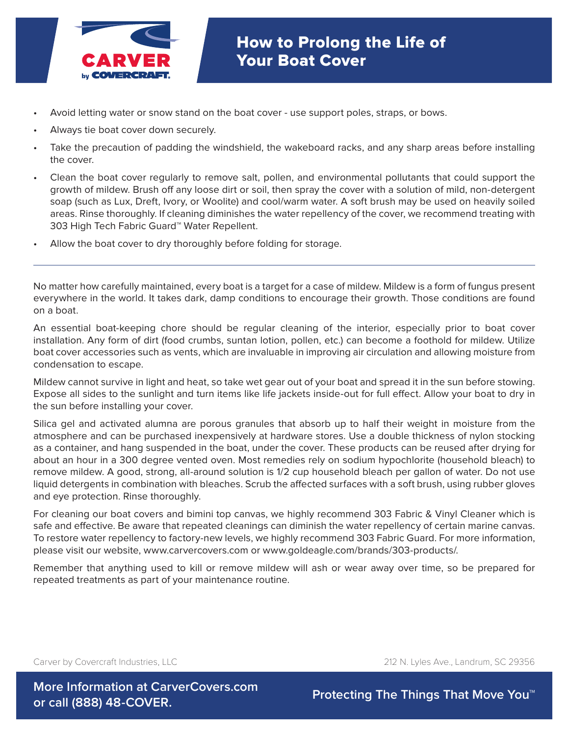# How to Prolong the Life of Your Boat Cover

- Avoid letting water or snow stand on the boat cover - use support poles, straps, or bows.
- Always tie boat cover down securely.
- Take the precaution of padding the windshield, the wakeboard racks, and any sharp areas before installing the cover.
- Clean the boat cover regularly to remove salt, pollen, and environmental pollutants that could support the growth of mildew. Brush off any loose dirt or soil, then spray the cover with a solution of mild, non-detergent soap (such as Lux, Dreft, Ivory, or Woolite) and cool/warm water. A soft brush may be used on heavily soiled areas. Rinse thoroughly. If cleaning diminishes the water repellency of the cover, we recommend treating with 303 High Tech Fabric Guard™ Water Repellent.
- Allow the boat cover to dry thoroughly before folding for storage.

---

No matter how carefully maintained, every boat is a target for a case of mildew. Mildew is a form of fungus present everywhere in the world. It takes dark, damp conditions to encourage their growth. Those conditions are found on a boat.

An essential boat-keeping chore should be regular cleaning of the interior, especially prior to boat cover installation. Any form of dirt (food crumbs, suntan lotion, pollen, etc.) can become a foothold for mildew. Utilize boat cover accessories such as vents, which are invaluable in improving air circulation and allowing moisture from condensation to escape.

Mildew cannot survive in light and heat, so take wet gear out of your boat and spread it in the sun before stowing. Expose all sides to the sunlight and turn items like life jackets inside-out for full effect. Allow your boat to dry in the sun before installing your cover.

Silica gel and activated alumna are porous granules that absorb up to half their weight in moisture from the atmosphere and can be purchased inexpensively at hardware stores. Use a double thickness of nylon stocking as a container, and hang suspended in the boat, under the cover. These products can be reused after drying for about an hour in a 300 degree vented oven. Most remedies rely on sodium hypochlorite (household bleach) to remove mildew. A good, strong, all-around solution is 1/2 cup household bleach per gallon of water. Do not use liquid detergents in combination with bleaches. Scrub the affected surfaces with a soft brush, using rubber gloves and eye protection. Rinse thoroughly.

For cleaning our boat covers and bimini top canvas, we highly recommend 303 Fabric & Vinyl Cleaner which is safe and effective. Be aware that repeated cleanings can diminish the water repellency of certain marine canvas. To restore water repellency to factory-new levels, we highly recommend 303 Fabric Guard. For more information, please visit our website, www.carvercovers.com or www.goldeagle.com/brands/303-products/.

Remember that anything used to kill or remove mildew will ash or wear away over time, so be prepared for repeated treatments as part of your maintenance routine.

Carver by Covercraft Industries, LLC

212 N. Lyles Ave., Landrum, SC 29356

**More Information at CarverCovers.com or call (888) 48-COVER.**

**Protecting The Things That Move You™**